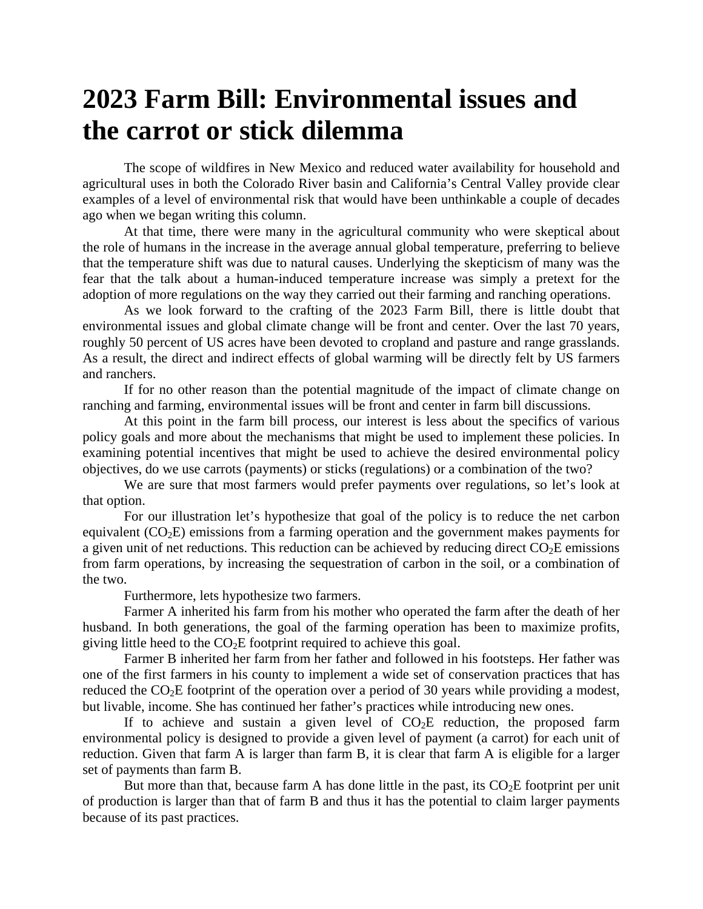# 2023 Farm Bill: Environmental issues and the carrot or stick dilemma

The scope of wildfires in New Mexico and reduced water availability for household and agricultural uses in both the Colorado River basin and California's Central Valley provide clear examples of a level of environmental risk that would have been unthinkable a couple of decades ago when we began writing this column.

At that time, there were many in the agricultural community who were skeptical about the role of humans in the increase in the average annual global temperature, preferring to believe that the temperature shift was due to natural causes. Underlying the skepticism of many was the fear that the talk about a human-induced temperature increase was simply a pretext for the adoption of more regulations on the way they carried out their farming and ranching operations.

As we look forward to the crafting of the 2023 Farm Bill, there is little doubt that environmental issues and global climate change will be front and center. Over the last 70 years, roughly 50 percent of US acres have been devoted to cropland and pasture and range grasslands. As a result, the direct and indirect effects of global warming will be directly felt by US farmers and ranchers.

If for no other reason than the potential magnitude of the impact of climate change on ranching and farming, environmental issues will be front and center in farm bill discussions.

At this point in the farm bill process, our interest is less about the specifics of various policy goals and more about the mechanisms that might be used to implement these policies. In examining potential incentives that might be used to achieve the desired environmental policy objectives, do we use carrots (payments) or sticks (regulations) or a combination of the two?

We are sure that most farmers would prefer payments over regulations, so let's look at that option.

For our illustration let's hypothesize that goal of the policy is to reduce the net carbon equivalent ($CO_2E$) emissions from a farming operation and the government makes payments for a given unit of net reductions. This reduction can be achieved by reducing direct $CO_2E$ emissions from farm operations, by increasing the sequestration of carbon in the soil, or a combination of the two.

Furthermore, lets hypothesize two farmers.

Farmer A inherited his farm from his mother who operated the farm after the death of her husband. In both generations, the goal of the farming operation has been to maximize profits, giving little heed to the $CO_2E$ footprint required to achieve this goal.

Farmer B inherited her farm from her father and followed in his footsteps. Her father was one of the first farmers in his county to implement a wide set of conservation practices that has reduced the $CO_2E$ footprint of the operation over a period of 30 years while providing a modest, but livable, income. She has continued her father's practices while introducing new ones.

If to achieve and sustain a given level of $CO_2E$ reduction, the proposed farm environmental policy is designed to provide a given level of payment (a carrot) for each unit of reduction. Given that farm A is larger than farm B, it is clear that farm A is eligible for a larger set of payments than farm B.

But more than that, because farm A has done little in the past, its $CO_2E$ footprint per unit of production is larger than that of farm B and thus it has the potential to claim larger payments because of its past practices.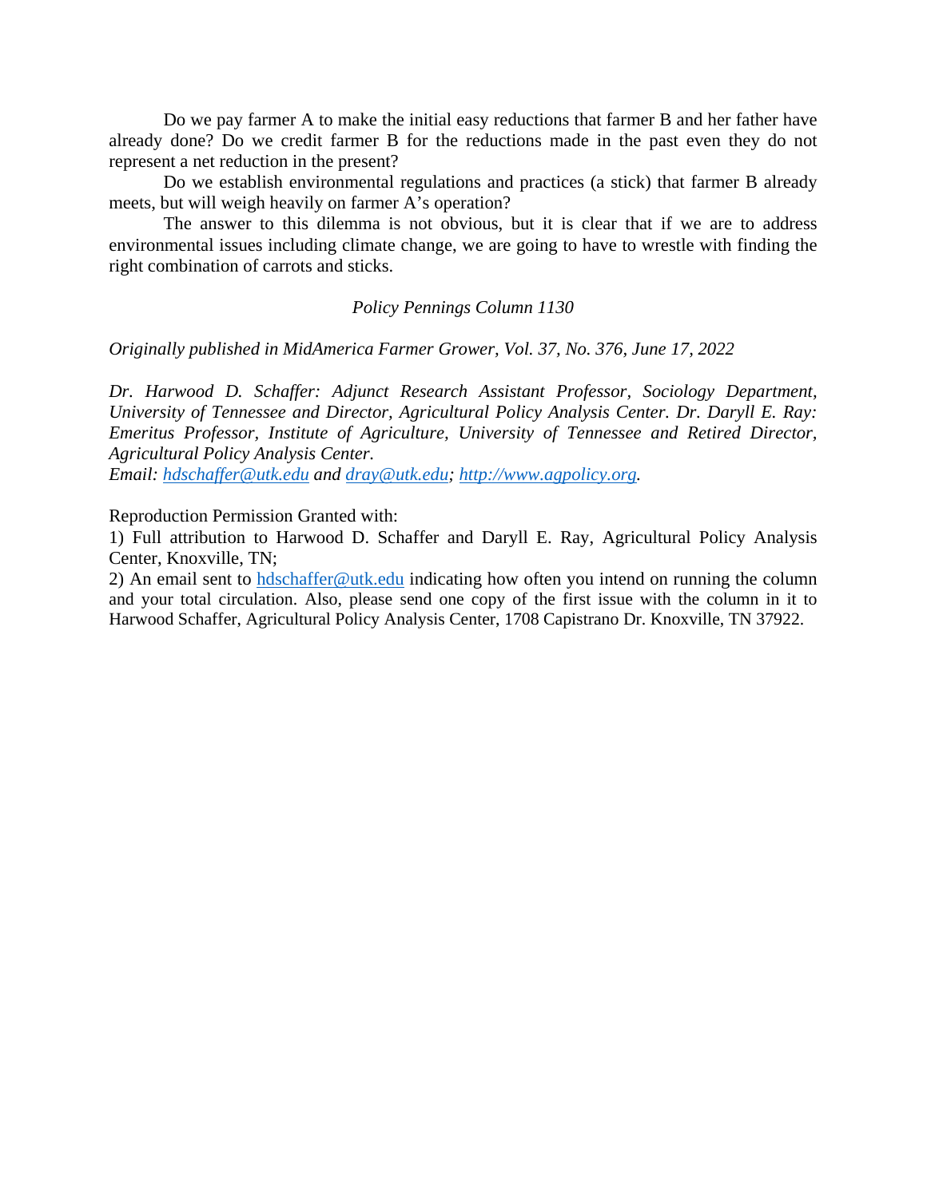Do we pay farmer A to make the initial easy reductions that farmer B and her father have already done? Do we credit farmer B for the reductions made in the past even they do not represent a net reduction in the present?

Do we establish environmental regulations and practices (a stick) that farmer B already meets, but will weigh heavily on farmer A's operation?

The answer to this dilemma is not obvious, but it is clear that if we are to address environmental issues including climate change, we are going to have to wrestle with finding the right combination of carrots and sticks.

*Policy Pennings Column 1130*

*Originally published in MidAmerica Farmer Grower, Vol. 37, No. 376, June 17, 2022*

*Dr. Harwood D. Schaffer: Adjunct Research Assistant Professor, Sociology Department, University of Tennessee and Director, Agricultural Policy Analysis Center. Dr. Daryll E. Ray: Emeritus Professor, Institute of Agriculture, University of Tennessee and Retired Director, Agricultural Policy Analysis Center.*
*Email: hdschaffer@utk.edu and dray@utk.edu; http://www.agpolicy.org.*

Reproduction Permission Granted with:
1) Full attribution to Harwood D. Schaffer and Daryll E. Ray, Agricultural Policy Analysis Center, Knoxville, TN;
2) An email sent to hdschaffer@utk.edu indicating how often you intend on running the column and your total circulation. Also, please send one copy of the first issue with the column in it to Harwood Schaffer, Agricultural Policy Analysis Center, 1708 Capistrano Dr. Knoxville, TN 37922.